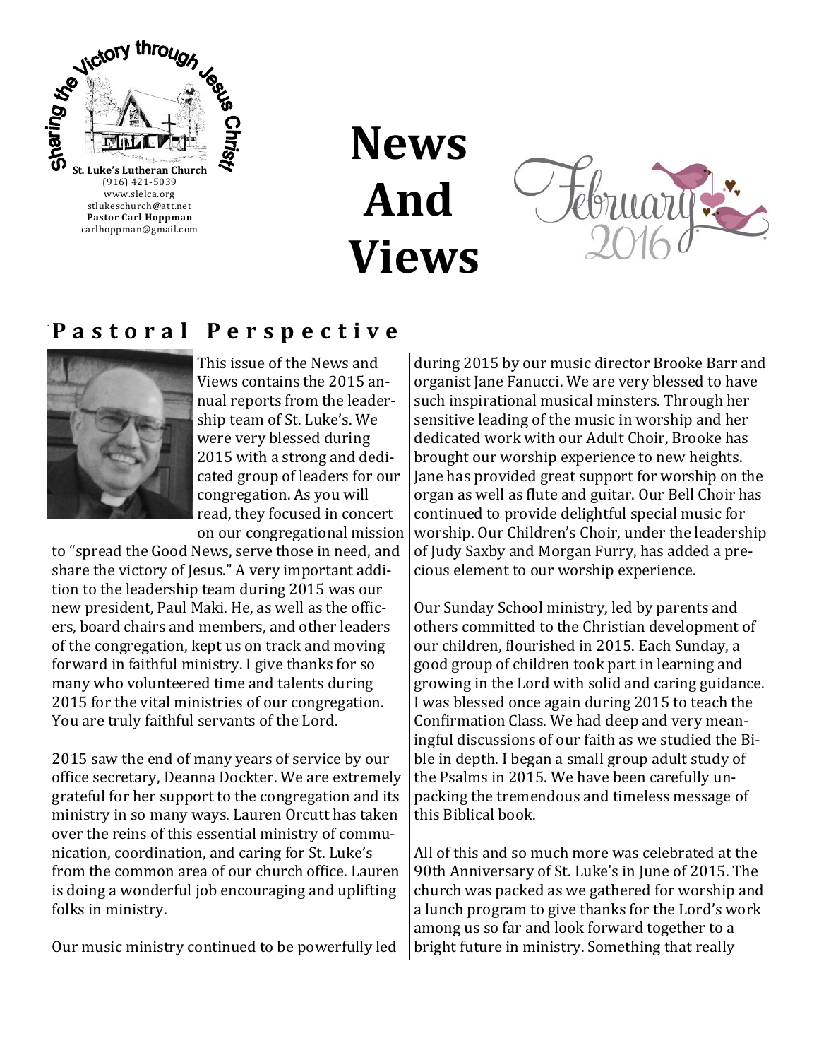Sharing the Victory through Jesus Christ!

**St. Luke's Lutheran Church**
(916) 421-5039
www.slelca.org
stlukeschurch@att.net
**Pastor Carl Hoppman**
carlhoppman@gmail.com

# News And Views

February 2016

## Pastoral Perspective

This issue of the News and Views contains the 2015 annual reports from the leadership team of St. Luke's. We were very blessed during 2015 with a strong and dedicated group of leaders for our congregation. As you will read, they focused in concert on our congregational mission to "spread the Good News, serve those in need, and share the victory of Jesus." A very important addition to the leadership team during 2015 was our new president, Paul Maki. He, as well as the officers, board chairs and members, and other leaders of the congregation, kept us on track and moving forward in faithful ministry. I give thanks for so many who volunteered time and talents during 2015 for the vital ministries of our congregation. You are truly faithful servants of the Lord.

2015 saw the end of many years of service by our office secretary, Deanna Dockter. We are extremely grateful for her support to the congregation and its ministry in so many ways. Lauren Orcutt has taken over the reins of this essential ministry of communication, coordination, and caring for St. Luke's from the common area of our church office. Lauren is doing a wonderful job encouraging and uplifting folks in ministry.

Our music ministry continued to be powerfully led during 2015 by our music director Brooke Barr and organist Jane Fanucci. We are very blessed to have such inspirational musical minsters. Through her sensitive leading of the music in worship and her dedicated work with our Adult Choir, Brooke has brought our worship experience to new heights. Jane has provided great support for worship on the organ as well as flute and guitar. Our Bell Choir has continued to provide delightful special music for worship. Our Children's Choir, under the leadership of Judy Saxby and Morgan Furry, has added a precious element to our worship experience.

Our Sunday School ministry, led by parents and others committed to the Christian development of our children, flourished in 2015. Each Sunday, a good group of children took part in learning and growing in the Lord with solid and caring guidance. I was blessed once again during 2015 to teach the Confirmation Class. We had deep and very meaningful discussions of our faith as we studied the Bible in depth. I began a small group adult study of the Psalms in 2015. We have been carefully unpacking the tremendous and timeless message of this Biblical book.

All of this and so much more was celebrated at the 90th Anniversary of St. Luke's in June of 2015. The church was packed as we gathered for worship and a lunch program to give thanks for the Lord's work among us so far and look forward together to a bright future in ministry. Something that really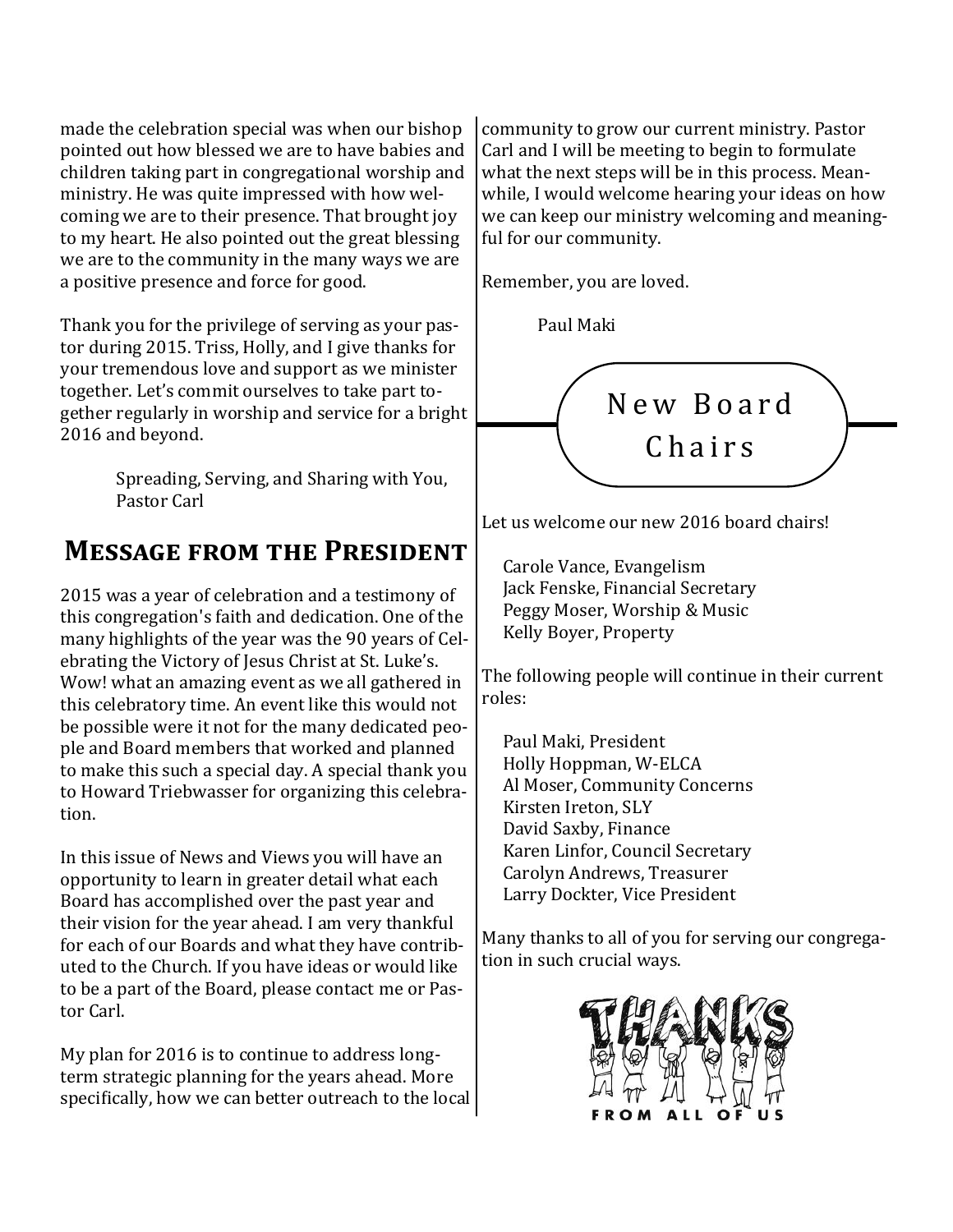made the celebration special was when our bishop pointed out how blessed we are to have babies and children taking part in congregational worship and ministry. He was quite impressed with how welcoming we are to their presence. That brought joy to my heart. He also pointed out the great blessing we are to the community in the many ways we are a positive presence and force for good.

Thank you for the privilege of serving as your pastor during 2015. Triss, Holly, and I give thanks for your tremendous love and support as we minister together. Let's commit ourselves to take part together regularly in worship and service for a bright 2016 and beyond.

Spreading, Serving, and Sharing with You,
Pastor Carl

## Message from the President

2015 was a year of celebration and a testimony of this congregation's faith and dedication. One of the many highlights of the year was the 90 years of Celebrating the Victory of Jesus Christ at St. Luke's. Wow! what an amazing event as we all gathered in this celebratory time. An event like this would not be possible were it not for the many dedicated people and Board members that worked and planned to make this such a special day. A special thank you to Howard Triebwasser for organizing this celebration.

In this issue of News and Views you will have an opportunity to learn in greater detail what each Board has accomplished over the past year and their vision for the year ahead. I am very thankful for each of our Boards and what they have contributed to the Church. If you have ideas or would like to be a part of the Board, please contact me or Pastor Carl.

My plan for 2016 is to continue to address long-term strategic planning for the years ahead. More specifically, how we can better outreach to the local community to grow our current ministry. Pastor Carl and I will be meeting to begin to formulate what the next steps will be in this process. Meanwhile, I would welcome hearing your ideas on how we can keep our ministry welcoming and meaningful for our community.

Remember, you are loved.

Paul Maki

## New Board Chairs

Let us welcome our new 2016 board chairs!

Carole Vance, Evangelism
Jack Fenske, Financial Secretary
Peggy Moser, Worship & Music
Kelly Boyer, Property

The following people will continue in their current roles:

Paul Maki, President
Holly Hoppman, W-ELCA
Al Moser, Community Concerns
Kirsten Ireton, SLY
David Saxby, Finance
Karen Linfor, Council Secretary
Carolyn Andrews, Treasurer
Larry Dockter, Vice President

Many thanks to all of you for serving our congregation in such crucial ways.

THANKS FROM ALL OF US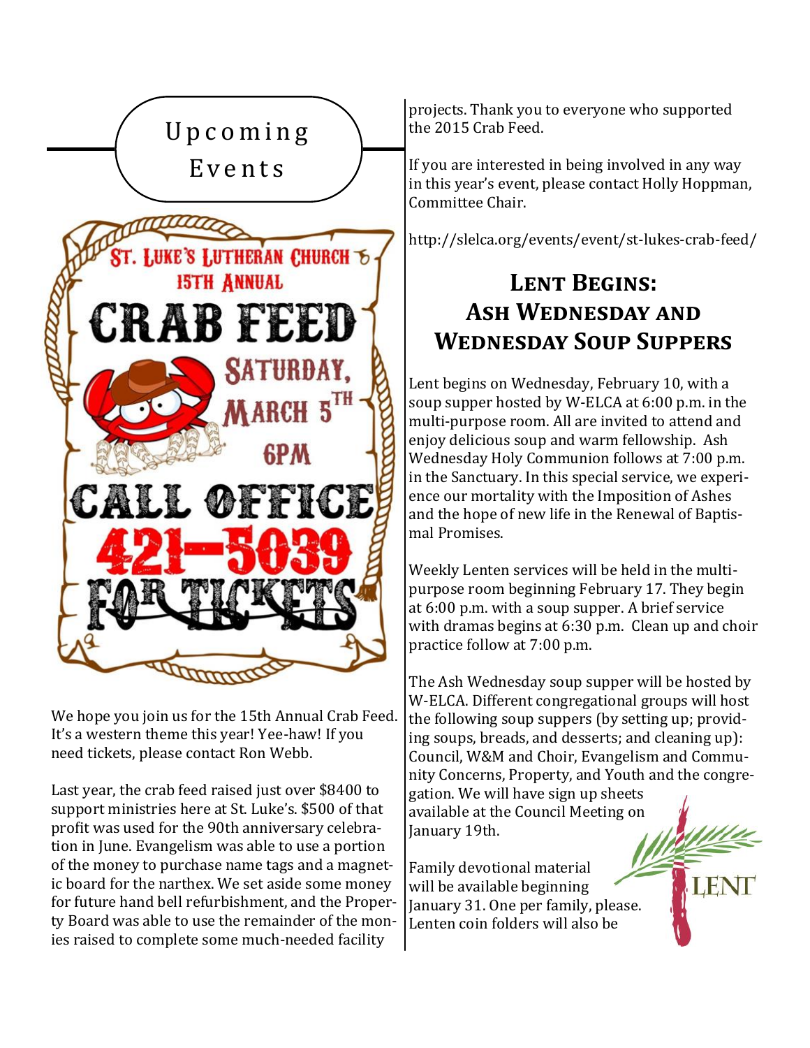## Upcoming Events

ST. LUKE'S LUTHERAN CHURCH 15TH ANNUAL

CRAB FEED

SATURDAY, MARCH 5TH 6PM

CALL OFFICE 421-5039 FOR TICKETS

We hope you join us for the 15th Annual Crab Feed. It's a western theme this year! Yee-haw! If you need tickets, please contact Ron Webb.

Last year, the crab feed raised just over $8400 to support ministries here at St. Luke's. $500 of that profit was used for the 90th anniversary celebration in June. Evangelism was able to use a portion of the money to purchase name tags and a magnetic board for the narthex. We set aside some money for future hand bell refurbishment, and the Property Board was able to use the remainder of the monies raised to complete some much-needed facility projects. Thank you to everyone who supported the 2015 Crab Feed.

If you are interested in being involved in any way in this year's event, please contact Holly Hoppman, Committee Chair.

http://slelca.org/events/event/st-lukes-crab-feed/

## Lent Begins: Ash Wednesday and Wednesday Soup Suppers

Lent begins on Wednesday, February 10, with a soup supper hosted by W-ELCA at 6:00 p.m. in the multi-purpose room. All are invited to attend and enjoy delicious soup and warm fellowship. Ash Wednesday Holy Communion follows at 7:00 p.m. in the Sanctuary. In this special service, we experience our mortality with the Imposition of Ashes and the hope of new life in the Renewal of Baptismal Promises.

Weekly Lenten services will be held in the multi-purpose room beginning February 17. They begin at 6:00 p.m. with a soup supper. A brief service with dramas begins at 6:30 p.m. Clean up and choir practice follow at 7:00 p.m.

The Ash Wednesday soup supper will be hosted by W-ELCA. Different congregational groups will host the following soup suppers (by setting up; providing soups, breads, and desserts; and cleaning up): Council, W&M and Choir, Evangelism and Community Concerns, Property, and Youth and the congregation. We will have sign up sheets available at the Council Meeting on January 19th.

Family devotional material will be available beginning January 31. One per family, please. Lenten coin folders will also be

LENT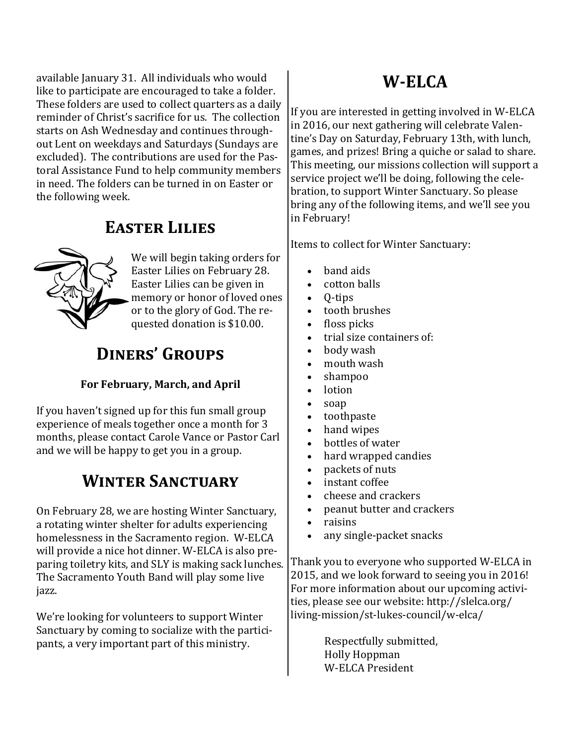available January 31. All individuals who would like to participate are encouraged to take a folder. These folders are used to collect quarters as a daily reminder of Christ's sacrifice for us. The collection starts on Ash Wednesday and continues throughout Lent on weekdays and Saturdays (Sundays are excluded). The contributions are used for the Pastoral Assistance Fund to help community members in need. The folders can be turned in on Easter or the following week.

## Easter Lilies

We will begin taking orders for Easter Lilies on February 28. Easter Lilies can be given in memory or honor of loved ones or to the glory of God. The requested donation is $10.00.

## Diners' Groups

**For February, March, and April**

If you haven't signed up for this fun small group experience of meals together once a month for 3 months, please contact Carole Vance or Pastor Carl and we will be happy to get you in a group.

## Winter Sanctuary

On February 28, we are hosting Winter Sanctuary, a rotating winter shelter for adults experiencing homelessness in the Sacramento region. W-ELCA will provide a nice hot dinner. W-ELCA is also preparing toiletry kits, and SLY is making sack lunches. The Sacramento Youth Band will play some live jazz.

We're looking for volunteers to support Winter Sanctuary by coming to socialize with the participants, a very important part of this ministry.

## W-ELCA

If you are interested in getting involved in W-ELCA in 2016, our next gathering will celebrate Valentine's Day on Saturday, February 13th, with lunch, games, and prizes! Bring a quiche or salad to share. This meeting, our missions collection will support a service project we'll be doing, following the celebration, to support Winter Sanctuary. So please bring any of the following items, and we'll see you in February!

Items to collect for Winter Sanctuary:

- band aids
- cotton balls
- Q-tips
- tooth brushes
- floss picks
- trial size containers of:
- body wash
- mouth wash
- shampoo
- lotion
- soap
- toothpaste
- hand wipes
- bottles of water
- hard wrapped candies
- packets of nuts
- instant coffee
- cheese and crackers
- peanut butter and crackers
- raisins
- any single-packet snacks

Thank you to everyone who supported W-ELCA in 2015, and we look forward to seeing you in 2016! For more information about our upcoming activities, please see our website: http://slelca.org/living-mission/st-lukes-council/w-elca/

Respectfully submitted,
Holly Hoppman
W-ELCA President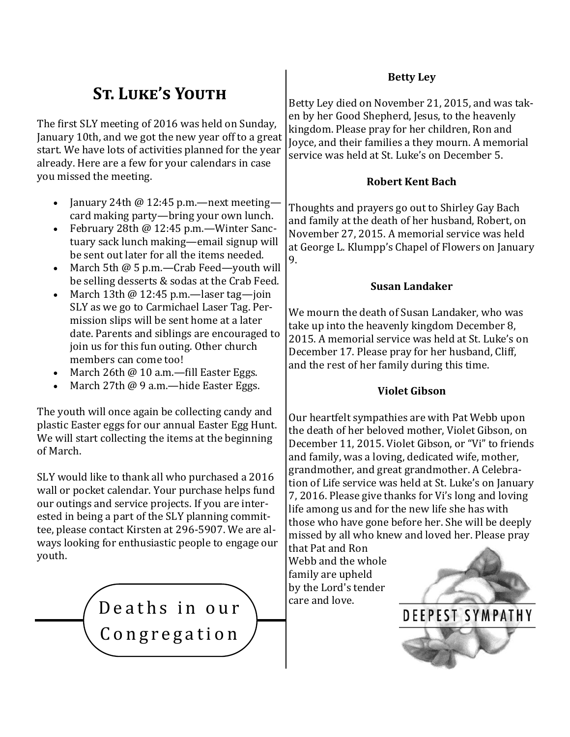## St. Luke's Youth

The first SLY meeting of 2016 was held on Sunday, January 10th, and we got the new year off to a great start. We have lots of activities planned for the year already. Here are a few for your calendars in case you missed the meeting.

- January 24th @ 12:45 p.m.—next meeting—card making party—bring your own lunch.
- February 28th @ 12:45 p.m.—Winter Sanctuary sack lunch making—email signup will be sent out later for all the items needed.
- March 5th @ 5 p.m.—Crab Feed—youth will be selling desserts & sodas at the Crab Feed.
- March 13th @ 12:45 p.m.—laser tag—join SLY as we go to Carmichael Laser Tag. Permission slips will be sent home at a later date. Parents and siblings are encouraged to join us for this fun outing. Other church members can come too!
- March 26th @ 10 a.m.—fill Easter Eggs.
- March 27th @ 9 a.m.—hide Easter Eggs.

The youth will once again be collecting candy and plastic Easter eggs for our annual Easter Egg Hunt. We will start collecting the items at the beginning of March.

SLY would like to thank all who purchased a 2016 wall or pocket calendar. Your purchase helps fund our outings and service projects. If you are interested in being a part of the SLY planning committee, please contact Kirsten at 296-5907. We are always looking for enthusiastic people to engage our youth.

## Deaths in our Congregation

**Betty Ley**

Betty Ley died on November 21, 2015, and was taken by her Good Shepherd, Jesus, to the heavenly kingdom. Please pray for her children, Ron and Joyce, and their families a they mourn. A memorial service was held at St. Luke's on December 5.

**Robert Kent Bach**

Thoughts and prayers go out to Shirley Gay Bach and family at the death of her husband, Robert, on November 27, 2015. A memorial service was held at George L. Klumpp's Chapel of Flowers on January 9.

**Susan Landaker**

We mourn the death of Susan Landaker, who was take up into the heavenly kingdom December 8, 2015. A memorial service was held at St. Luke's on December 17. Please pray for her husband, Cliff, and the rest of her family during this time.

**Violet Gibson**

Our heartfelt sympathies are with Pat Webb upon the death of her beloved mother, Violet Gibson, on December 11, 2015. Violet Gibson, or "Vi" to friends and family, was a loving, dedicated wife, mother, grandmother, and great grandmother. A Celebration of Life service was held at St. Luke's on January 7, 2016. Please give thanks for Vi's long and loving life among us and for the new life she has with those who have gone before her. She will be deeply missed by all who knew and loved her. Please pray that Pat and Ron Webb and the whole family are upheld by the Lord's tender care and love.

DEEPEST SYMPATHY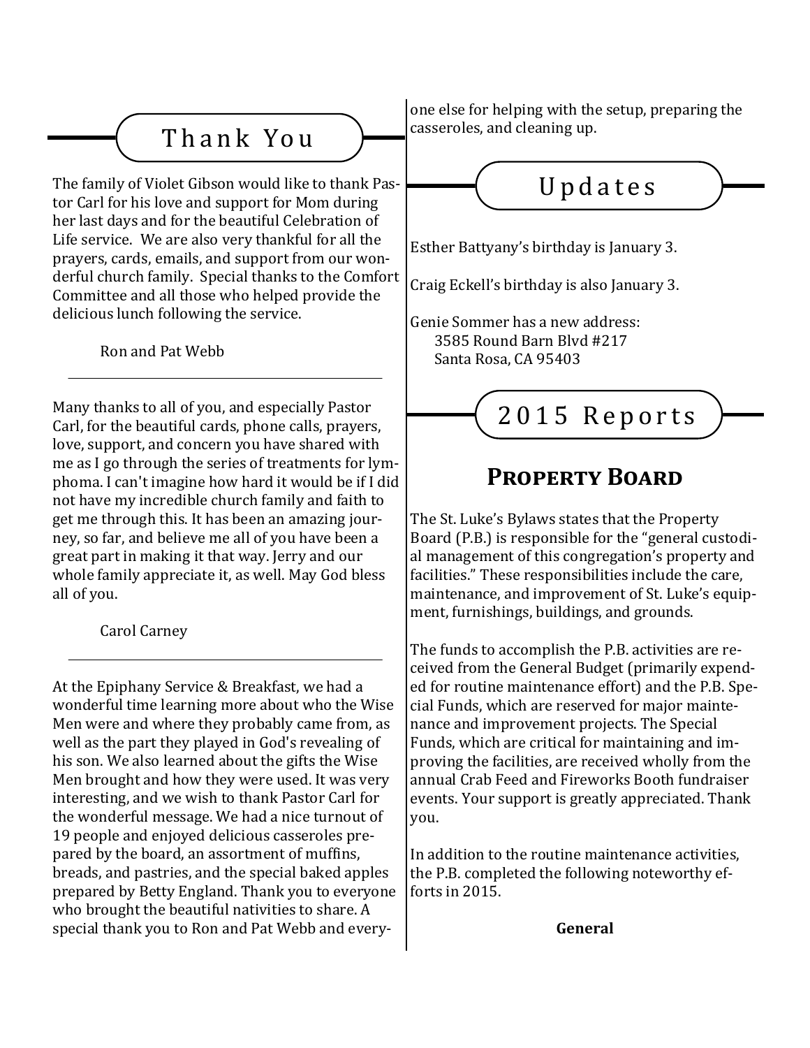## Thank You

The family of Violet Gibson would like to thank Pastor Carl for his love and support for Mom during her last days and for the beautiful Celebration of Life service. We are also very thankful for all the prayers, cards, emails, and support from our wonderful church family. Special thanks to the Comfort Committee and all those who helped provide the delicious lunch following the service.

Ron and Pat Webb

---

Many thanks to all of you, and especially Pastor Carl, for the beautiful cards, phone calls, prayers, love, support, and concern you have shared with me as I go through the series of treatments for lymphoma. I can't imagine how hard it would be if I did not have my incredible church family and faith to get me through this. It has been an amazing journey, so far, and believe me all of you have been a great part in making it that way. Jerry and our whole family appreciate it, as well. May God bless all of you.

Carol Carney

---

At the Epiphany Service & Breakfast, we had a wonderful time learning more about who the Wise Men were and where they probably came from, as well as the part they played in God's revealing of his son. We also learned about the gifts the Wise Men brought and how they were used. It was very interesting, and we wish to thank Pastor Carl for the wonderful message. We had a nice turnout of 19 people and enjoyed delicious casseroles prepared by the board, an assortment of muffins, breads, and pastries, and the special baked apples prepared by Betty England. Thank you to everyone who brought the beautiful nativities to share. A special thank you to Ron and Pat Webb and everyone else for helping with the setup, preparing the casseroles, and cleaning up.

## Updates

Esther Battyany's birthday is January 3.

Craig Eckell's birthday is also January 3.

Genie Sommer has a new address:
3585 Round Barn Blvd #217
Santa Rosa, CA 95403

## 2015 Reports

### Property Board

The St. Luke's Bylaws states that the Property Board (P.B.) is responsible for the "general custodial management of this congregation's property and facilities." These responsibilities include the care, maintenance, and improvement of St. Luke's equipment, furnishings, buildings, and grounds.

The funds to accomplish the P.B. activities are received from the General Budget (primarily expended for routine maintenance effort) and the P.B. Special Funds, which are reserved for major maintenance and improvement projects. The Special Funds, which are critical for maintaining and improving the facilities, are received wholly from the annual Crab Feed and Fireworks Booth fundraiser events. Your support is greatly appreciated. Thank you.

In addition to the routine maintenance activities, the P.B. completed the following noteworthy efforts in 2015.

**General**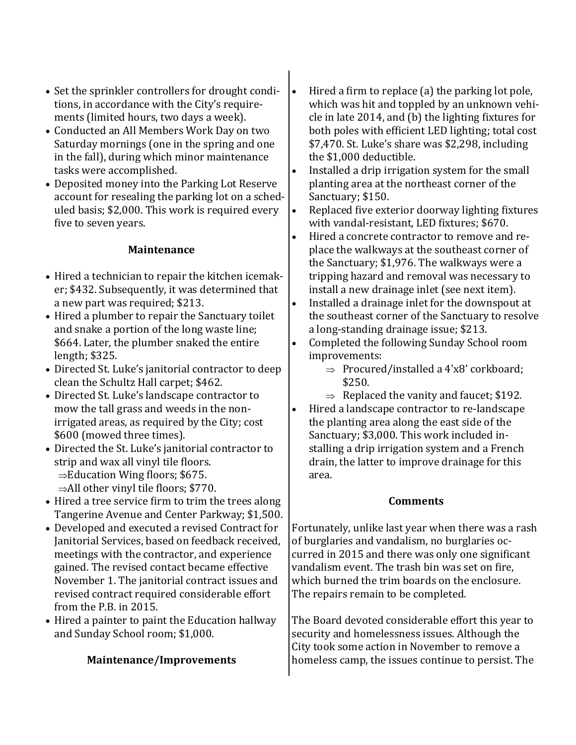- Set the sprinkler controllers for drought conditions, in accordance with the City's requirements (limited hours, two days a week).
- Conducted an All Members Work Day on two Saturday mornings (one in the spring and one in the fall), during which minor maintenance tasks were accomplished.
- Deposited money into the Parking Lot Reserve account for resealing the parking lot on a scheduled basis; $2,000. This work is required every five to seven years.

### Maintenance

- Hired a technician to repair the kitchen icemaker; $432. Subsequently, it was determined that a new part was required; $213.
- Hired a plumber to repair the Sanctuary toilet and snake a portion of the long waste line; $664. Later, the plumber snaked the entire length; $325.
- Directed St. Luke's janitorial contractor to deep clean the Schultz Hall carpet; $462.
- Directed St. Luke's landscape contractor to mow the tall grass and weeds in the non-irrigated areas, as required by the City; cost $600 (mowed three times).
- Directed the St. Luke's janitorial contractor to strip and wax all vinyl tile floors.
  - ⇒Education Wing floors; $675.
  - ⇒All other vinyl tile floors; $770.
- Hired a tree service firm to trim the trees along Tangerine Avenue and Center Parkway; $1,500.
- Developed and executed a revised Contract for Janitorial Services, based on feedback received, meetings with the contractor, and experience gained. The revised contact became effective November 1. The janitorial contract issues and revised contract required considerable effort from the P.B. in 2015.
- Hired a painter to paint the Education hallway and Sunday School room; $1,000.

### Maintenance/Improvements

- Hired a firm to replace (a) the parking lot pole, which was hit and toppled by an unknown vehicle in late 2014, and (b) the lighting fixtures for both poles with efficient LED lighting; total cost $7,470. St. Luke's share was $2,298, including the $1,000 deductible.
- Installed a drip irrigation system for the small planting area at the northeast corner of the Sanctuary; $150.
- Replaced five exterior doorway lighting fixtures with vandal-resistant, LED fixtures; $670.
- Hired a concrete contractor to remove and replace the walkways at the southeast corner of the Sanctuary; $1,976. The walkways were a tripping hazard and removal was necessary to install a new drainage inlet (see next item).
- Installed a drainage inlet for the downspout at the southeast corner of the Sanctuary to resolve a long-standing drainage issue; $213.
- Completed the following Sunday School room improvements:
  - ⇒ Procured/installed a 4'x8' corkboard; $250.
  - ⇒ Replaced the vanity and faucet; $192.
- Hired a landscape contractor to re-landscape the planting area along the east side of the Sanctuary; $3,000. This work included installing a drip irrigation system and a French drain, the latter to improve drainage for this area.

### Comments

Fortunately, unlike last year when there was a rash of burglaries and vandalism, no burglaries occurred in 2015 and there was only one significant vandalism event. The trash bin was set on fire, which burned the trim boards on the enclosure. The repairs remain to be completed.

The Board devoted considerable effort this year to security and homelessness issues. Although the City took some action in November to remove a homeless camp, the issues continue to persist. The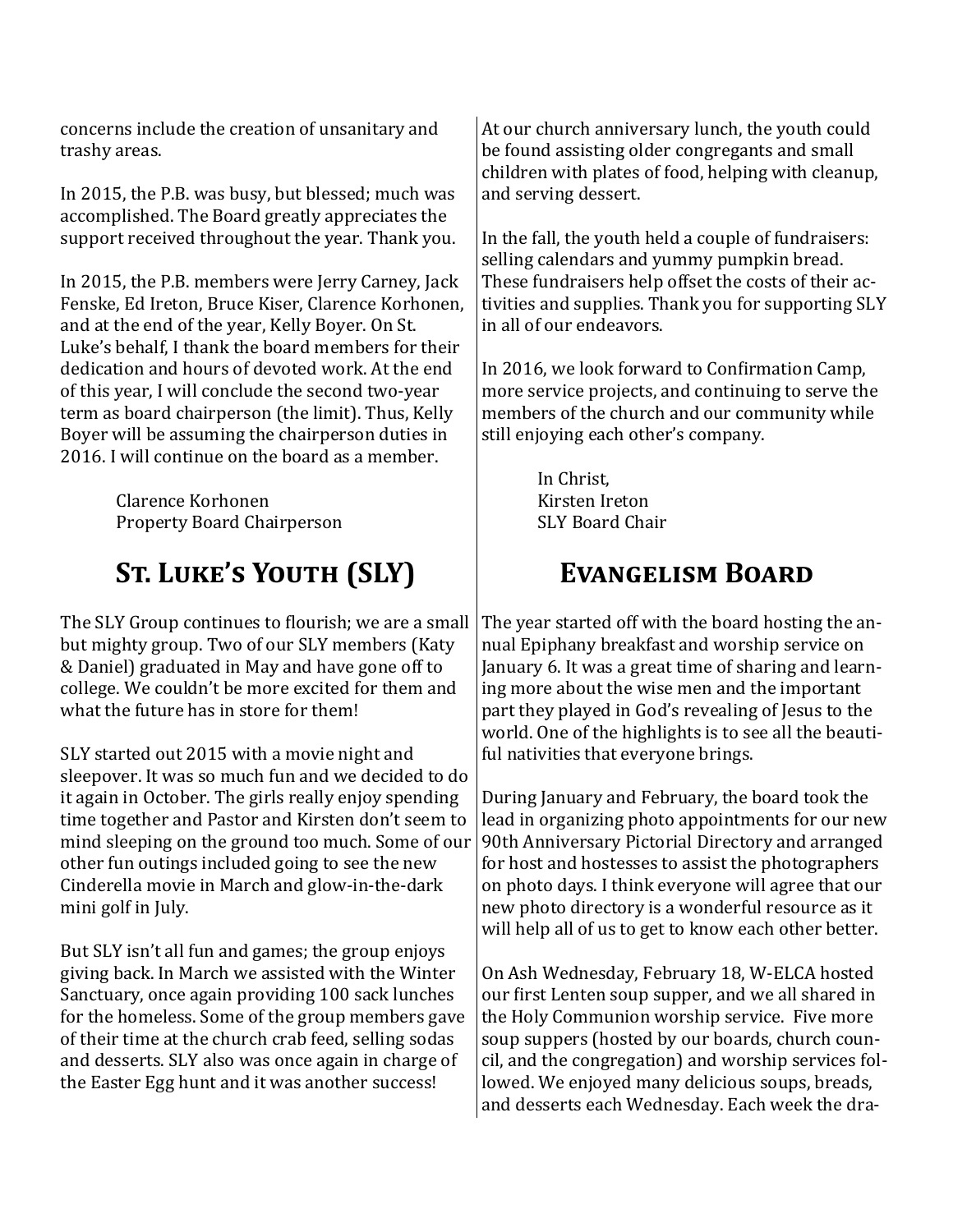concerns include the creation of unsanitary and trashy areas.

In 2015, the P.B. was busy, but blessed; much was accomplished. The Board greatly appreciates the support received throughout the year. Thank you.

In 2015, the P.B. members were Jerry Carney, Jack Fenske, Ed Ireton, Bruce Kiser, Clarence Korhonen, and at the end of the year, Kelly Boyer. On St. Luke's behalf, I thank the board members for their dedication and hours of devoted work. At the end of this year, I will conclude the second two-year term as board chairperson (the limit). Thus, Kelly Boyer will be assuming the chairperson duties in 2016. I will continue on the board as a member.

Clarence Korhonen
Property Board Chairperson

## St. Luke's Youth (SLY)

The SLY Group continues to flourish; we are a small but mighty group. Two of our SLY members (Katy & Daniel) graduated in May and have gone off to college. We couldn't be more excited for them and what the future has in store for them!

SLY started out 2015 with a movie night and sleepover. It was so much fun and we decided to do it again in October. The girls really enjoy spending time together and Pastor and Kirsten don't seem to mind sleeping on the ground too much. Some of our other fun outings included going to see the new Cinderella movie in March and glow-in-the-dark mini golf in July.

But SLY isn't all fun and games; the group enjoys giving back. In March we assisted with the Winter Sanctuary, once again providing 100 sack lunches for the homeless. Some of the group members gave of their time at the church crab feed, selling sodas and desserts. SLY also was once again in charge of the Easter Egg hunt and it was another success!

At our church anniversary lunch, the youth could be found assisting older congregants and small children with plates of food, helping with cleanup, and serving dessert.

In the fall, the youth held a couple of fundraisers: selling calendars and yummy pumpkin bread. These fundraisers help offset the costs of their activities and supplies. Thank you for supporting SLY in all of our endeavors.

In 2016, we look forward to Confirmation Camp, more service projects, and continuing to serve the members of the church and our community while still enjoying each other's company.

In Christ,
Kirsten Ireton
SLY Board Chair

## Evangelism Board

The year started off with the board hosting the annual Epiphany breakfast and worship service on January 6. It was a great time of sharing and learning more about the wise men and the important part they played in God's revealing of Jesus to the world. One of the highlights is to see all the beautiful nativities that everyone brings.

During January and February, the board took the lead in organizing photo appointments for our new 90th Anniversary Pictorial Directory and arranged for host and hostesses to assist the photographers on photo days. I think everyone will agree that our new photo directory is a wonderful resource as it will help all of us to get to know each other better.

On Ash Wednesday, February 18, W-ELCA hosted our first Lenten soup supper, and we all shared in the Holy Communion worship service. Five more soup suppers (hosted by our boards, church council, and the congregation) and worship services followed. We enjoyed many delicious soups, breads, and desserts each Wednesday. Each week the dra-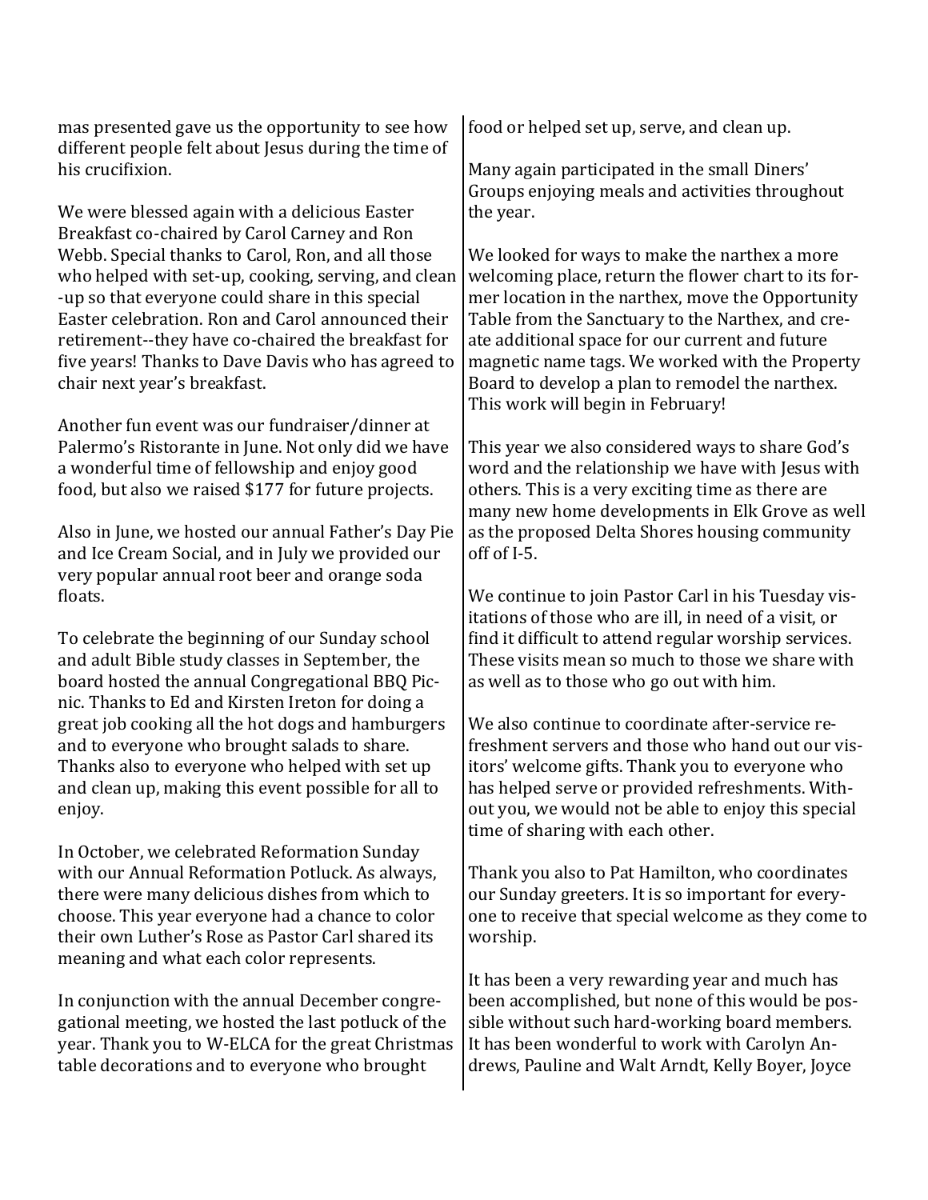mas presented gave us the opportunity to see how different people felt about Jesus during the time of his crucifixion.

We were blessed again with a delicious Easter Breakfast co-chaired by Carol Carney and Ron Webb. Special thanks to Carol, Ron, and all those who helped with set-up, cooking, serving, and clean-up so that everyone could share in this special Easter celebration. Ron and Carol announced their retirement--they have co-chaired the breakfast for five years! Thanks to Dave Davis who has agreed to chair next year's breakfast.

Another fun event was our fundraiser/dinner at Palermo's Ristorante in June. Not only did we have a wonderful time of fellowship and enjoy good food, but also we raised $177 for future projects.

Also in June, we hosted our annual Father's Day Pie and Ice Cream Social, and in July we provided our very popular annual root beer and orange soda floats.

To celebrate the beginning of our Sunday school and adult Bible study classes in September, the board hosted the annual Congregational BBQ Picnic. Thanks to Ed and Kirsten Ireton for doing a great job cooking all the hot dogs and hamburgers and to everyone who brought salads to share. Thanks also to everyone who helped with set up and clean up, making this event possible for all to enjoy.

In October, we celebrated Reformation Sunday with our Annual Reformation Potluck. As always, there were many delicious dishes from which to choose. This year everyone had a chance to color their own Luther's Rose as Pastor Carl shared its meaning and what each color represents.

In conjunction with the annual December congregational meeting, we hosted the last potluck of the year. Thank you to W-ELCA for the great Christmas table decorations and to everyone who brought food or helped set up, serve, and clean up.

Many again participated in the small Diners' Groups enjoying meals and activities throughout the year.

We looked for ways to make the narthex a more welcoming place, return the flower chart to its former location in the narthex, move the Opportunity Table from the Sanctuary to the Narthex, and create additional space for our current and future magnetic name tags. We worked with the Property Board to develop a plan to remodel the narthex. This work will begin in February!

This year we also considered ways to share God's word and the relationship we have with Jesus with others. This is a very exciting time as there are many new home developments in Elk Grove as well as the proposed Delta Shores housing community off of I-5.

We continue to join Pastor Carl in his Tuesday visitations of those who are ill, in need of a visit, or find it difficult to attend regular worship services. These visits mean so much to those we share with as well as to those who go out with him.

We also continue to coordinate after-service refreshment servers and those who hand out our visitors' welcome gifts. Thank you to everyone who has helped serve or provided refreshments. Without you, we would not be able to enjoy this special time of sharing with each other.

Thank you also to Pat Hamilton, who coordinates our Sunday greeters. It is so important for everyone to receive that special welcome as they come to worship.

It has been a very rewarding year and much has been accomplished, but none of this would be possible without such hard-working board members. It has been wonderful to work with Carolyn Andrews, Pauline and Walt Arndt, Kelly Boyer, Joyce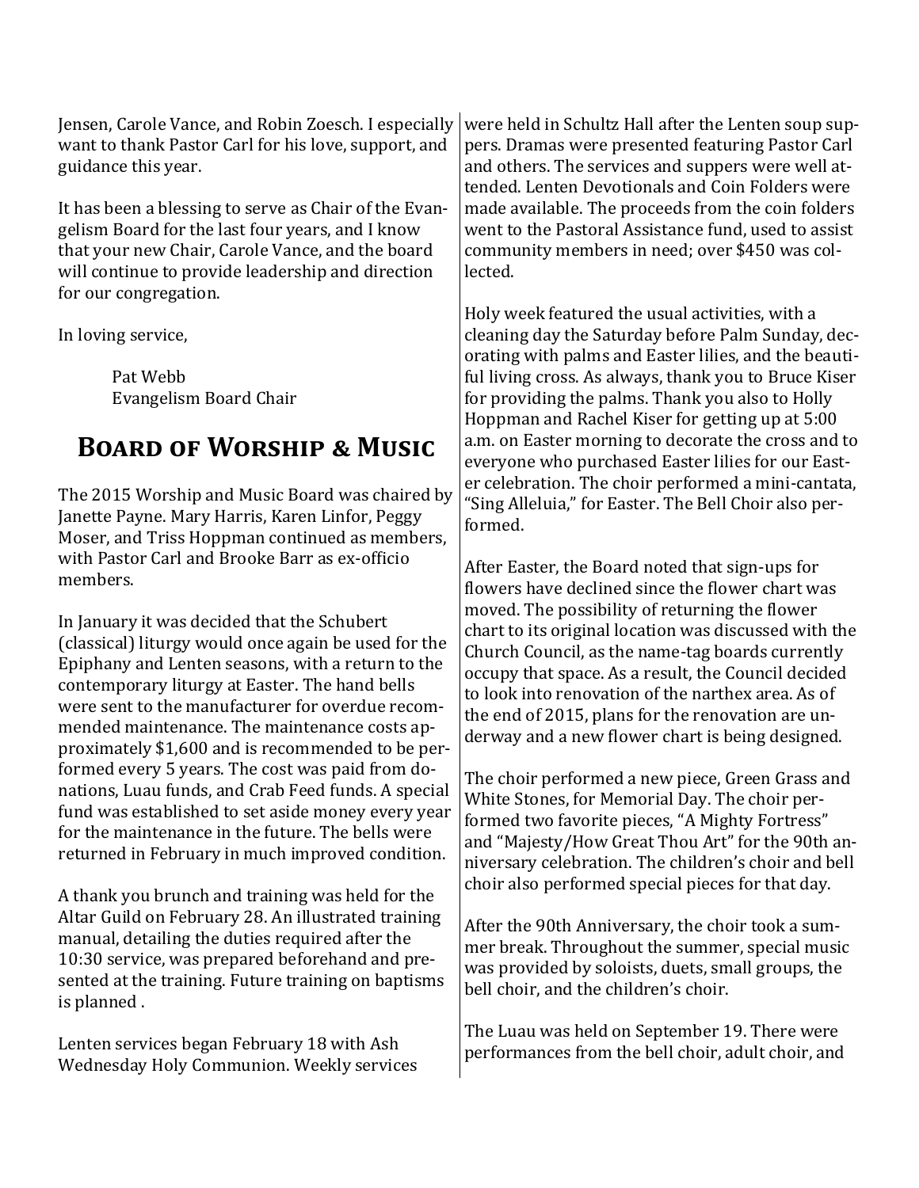Jensen, Carole Vance, and Robin Zoesch. I especially want to thank Pastor Carl for his love, support, and guidance this year.

It has been a blessing to serve as Chair of the Evangelism Board for the last four years, and I know that your new Chair, Carole Vance, and the board will continue to provide leadership and direction for our congregation.

In loving service,

Pat Webb
Evangelism Board Chair

## Board of Worship & Music

The 2015 Worship and Music Board was chaired by Janette Payne. Mary Harris, Karen Linfor, Peggy Moser, and Triss Hoppman continued as members, with Pastor Carl and Brooke Barr as ex-officio members.

In January it was decided that the Schubert (classical) liturgy would once again be used for the Epiphany and Lenten seasons, with a return to the contemporary liturgy at Easter. The hand bells were sent to the manufacturer for overdue recommended maintenance. The maintenance costs approximately $1,600 and is recommended to be performed every 5 years. The cost was paid from donations, Luau funds, and Crab Feed funds. A special fund was established to set aside money every year for the maintenance in the future. The bells were returned in February in much improved condition.

A thank you brunch and training was held for the Altar Guild on February 28. An illustrated training manual, detailing the duties required after the 10:30 service, was prepared beforehand and presented at the training. Future training on baptisms is planned .

Lenten services began February 18 with Ash Wednesday Holy Communion. Weekly services were held in Schultz Hall after the Lenten soup suppers. Dramas were presented featuring Pastor Carl and others. The services and suppers were well attended. Lenten Devotionals and Coin Folders were made available. The proceeds from the coin folders went to the Pastoral Assistance fund, used to assist community members in need; over $450 was collected.

Holy week featured the usual activities, with a cleaning day the Saturday before Palm Sunday, decorating with palms and Easter lilies, and the beautiful living cross. As always, thank you to Bruce Kiser for providing the palms. Thank you also to Holly Hoppman and Rachel Kiser for getting up at 5:00 a.m. on Easter morning to decorate the cross and to everyone who purchased Easter lilies for our Easter celebration. The choir performed a mini-cantata, "Sing Alleluia," for Easter. The Bell Choir also performed.

After Easter, the Board noted that sign-ups for flowers have declined since the flower chart was moved. The possibility of returning the flower chart to its original location was discussed with the Church Council, as the name-tag boards currently occupy that space. As a result, the Council decided to look into renovation of the narthex area. As of the end of 2015, plans for the renovation are underway and a new flower chart is being designed.

The choir performed a new piece, Green Grass and White Stones, for Memorial Day. The choir performed two favorite pieces, "A Mighty Fortress" and "Majesty/How Great Thou Art" for the 90th anniversary celebration. The children's choir and bell choir also performed special pieces for that day.

After the 90th Anniversary, the choir took a summer break. Throughout the summer, special music was provided by soloists, duets, small groups, the bell choir, and the children's choir.

The Luau was held on September 19. There were performances from the bell choir, adult choir, and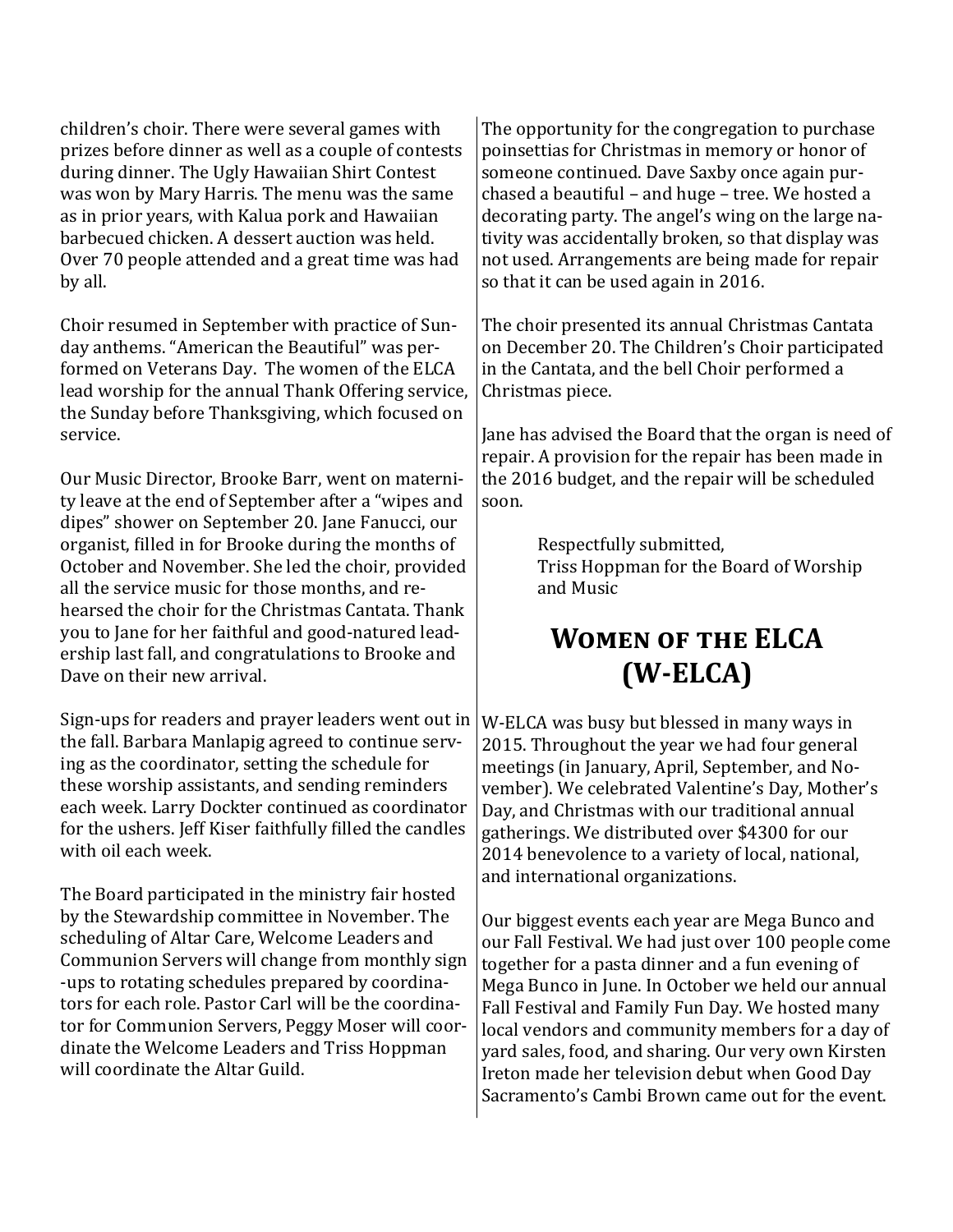children's choir. There were several games with prizes before dinner as well as a couple of contests during dinner. The Ugly Hawaiian Shirt Contest was won by Mary Harris. The menu was the same as in prior years, with Kalua pork and Hawaiian barbecued chicken. A dessert auction was held. Over 70 people attended and a great time was had by all.

Choir resumed in September with practice of Sunday anthems. "American the Beautiful" was performed on Veterans Day. The women of the ELCA lead worship for the annual Thank Offering service, the Sunday before Thanksgiving, which focused on service.

Our Music Director, Brooke Barr, went on maternity leave at the end of September after a "wipes and dipes" shower on September 20. Jane Fanucci, our organist, filled in for Brooke during the months of October and November. She led the choir, provided all the service music for those months, and rehearsed the choir for the Christmas Cantata. Thank you to Jane for her faithful and good-natured leadership last fall, and congratulations to Brooke and Dave on their new arrival.

Sign-ups for readers and prayer leaders went out in the fall. Barbara Manlapig agreed to continue serving as the coordinator, setting the schedule for these worship assistants, and sending reminders each week. Larry Dockter continued as coordinator for the ushers. Jeff Kiser faithfully filled the candles with oil each week.

The Board participated in the ministry fair hosted by the Stewardship committee in November. The scheduling of Altar Care, Welcome Leaders and Communion Servers will change from monthly sign-ups to rotating schedules prepared by coordinators for each role. Pastor Carl will be the coordinator for Communion Servers, Peggy Moser will coordinate the Welcome Leaders and Triss Hoppman will coordinate the Altar Guild.

The opportunity for the congregation to purchase poinsettias for Christmas in memory or honor of someone continued. Dave Saxby once again purchased a beautiful – and huge – tree. We hosted a decorating party. The angel's wing on the large nativity was accidentally broken, so that display was not used. Arrangements are being made for repair so that it can be used again in 2016.

The choir presented its annual Christmas Cantata on December 20. The Children's Choir participated in the Cantata, and the bell Choir performed a Christmas piece.

Jane has advised the Board that the organ is need of repair. A provision for the repair has been made in the 2016 budget, and the repair will be scheduled soon.

Respectfully submitted,
Triss Hoppman for the Board of Worship and Music

## Women of the ELCA (W-ELCA)

W-ELCA was busy but blessed in many ways in 2015. Throughout the year we had four general meetings (in January, April, September, and November). We celebrated Valentine's Day, Mother's Day, and Christmas with our traditional annual gatherings. We distributed over $4300 for our 2014 benevolence to a variety of local, national, and international organizations.

Our biggest events each year are Mega Bunco and our Fall Festival. We had just over 100 people come together for a pasta dinner and a fun evening of Mega Bunco in June. In October we held our annual Fall Festival and Family Fun Day. We hosted many local vendors and community members for a day of yard sales, food, and sharing. Our very own Kirsten Ireton made her television debut when Good Day Sacramento's Cambi Brown came out for the event.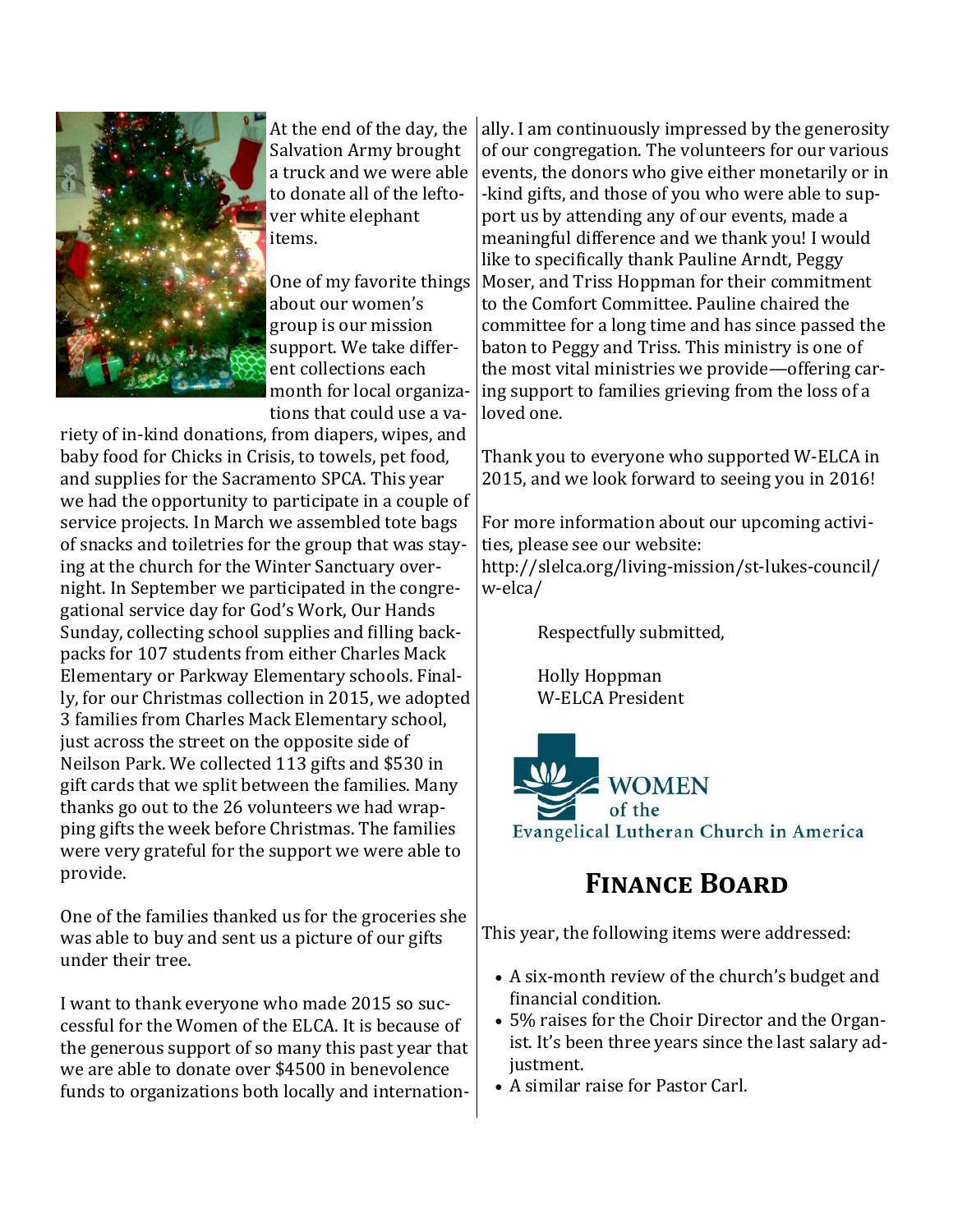At the end of the day, the Salvation Army brought a truck and we were able to donate all of the leftover white elephant items.

One of my favorite things about our women's group is our mission support. We take different collections each month for local organizations that could use a variety of in-kind donations, from diapers, wipes, and baby food for Chicks in Crisis, to towels, pet food, and supplies for the Sacramento SPCA. This year we had the opportunity to participate in a couple of service projects. In March we assembled tote bags of snacks and toiletries for the group that was staying at the church for the Winter Sanctuary overnight. In September we participated in the congregational service day for God's Work, Our Hands Sunday, collecting school supplies and filling backpacks for 107 students from either Charles Mack Elementary or Parkway Elementary schools. Finally, for our Christmas collection in 2015, we adopted 3 families from Charles Mack Elementary school, just across the street on the opposite side of Neilson Park. We collected 113 gifts and $530 in gift cards that we split between the families. Many thanks go out to the 26 volunteers we had wrapping gifts the week before Christmas. The families were very grateful for the support we were able to provide.

One of the families thanked us for the groceries she was able to buy and sent us a picture of our gifts under their tree.

I want to thank everyone who made 2015 so successful for the Women of the ELCA. It is because of the generous support of so many this past year that we are able to donate over $4500 in benevolence funds to organizations both locally and internationally. I am continuously impressed by the generosity of our congregation. The volunteers for our various events, the donors who give either monetarily or in-kind gifts, and those of you who were able to support us by attending any of our events, made a meaningful difference and we thank you! I would like to specifically thank Pauline Arndt, Peggy Moser, and Triss Hoppman for their commitment to the Comfort Committee. Pauline chaired the committee for a long time and has since passed the baton to Peggy and Triss. This ministry is one of the most vital ministries we provide—offering caring support to families grieving from the loss of a loved one.

Thank you to everyone who supported W-ELCA in 2015, and we look forward to seeing you in 2016!

For more information about our upcoming activities, please see our website: http://slelca.org/living-mission/st-lukes-council/w-elca/

Respectfully submitted,

Holly Hoppman
W-ELCA President

WOMEN of the Evangelical Lutheran Church in America

## Finance Board

This year, the following items were addressed:

- A six-month review of the church's budget and financial condition.
- 5% raises for the Choir Director and the Organist. It's been three years since the last salary adjustment.
- A similar raise for Pastor Carl.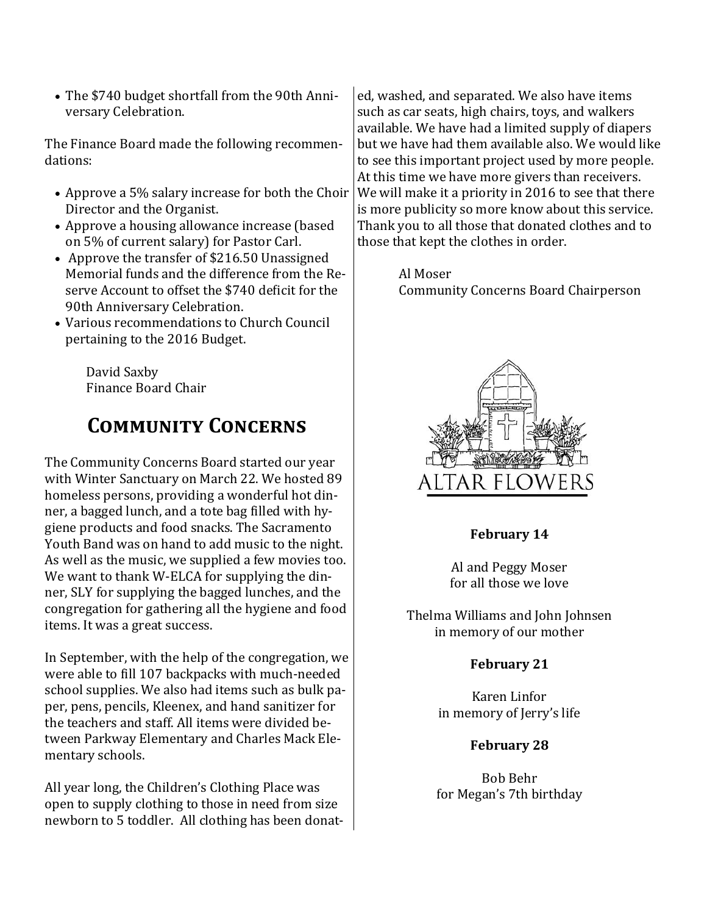- The $740 budget shortfall from the 90th Anniversary Celebration.

The Finance Board made the following recommendations:

- Approve a 5% salary increase for both the Choir Director and the Organist.
- Approve a housing allowance increase (based on 5% of current salary) for Pastor Carl.
- Approve the transfer of $216.50 Unassigned Memorial funds and the difference from the Reserve Account to offset the $740 deficit for the 90th Anniversary Celebration.
- Various recommendations to Church Council pertaining to the 2016 Budget.

David Saxby
Finance Board Chair

## Community Concerns

The Community Concerns Board started our year with Winter Sanctuary on March 22. We hosted 89 homeless persons, providing a wonderful hot dinner, a bagged lunch, and a tote bag filled with hygiene products and food snacks. The Sacramento Youth Band was on hand to add music to the night. As well as the music, we supplied a few movies too. We want to thank W-ELCA for supplying the dinner, SLY for supplying the bagged lunches, and the congregation for gathering all the hygiene and food items. It was a great success.

In September, with the help of the congregation, we were able to fill 107 backpacks with much-needed school supplies. We also had items such as bulk paper, pens, pencils, Kleenex, and hand sanitizer for the teachers and staff. All items were divided between Parkway Elementary and Charles Mack Elementary schools.

All year long, the Children's Clothing Place was open to supply clothing to those in need from size newborn to 5 toddler. All clothing has been donated, washed, and separated. We also have items such as car seats, high chairs, toys, and walkers available. We have had a limited supply of diapers but we have had them available also. We would like to see this important project used by more people. At this time we have more givers than receivers. We will make it a priority in 2016 to see that there is more publicity so more know about this service. Thank you to all those that donated clothes and to those that kept the clothes in order.

Al Moser
Community Concerns Board Chairperson

## ALTAR FLOWERS

**February 14**

Al and Peggy Moser
for all those we love

Thelma Williams and John Johnsen
in memory of our mother

**February 21**

Karen Linfor
in memory of Jerry's life

**February 28**

Bob Behr
for Megan's 7th birthday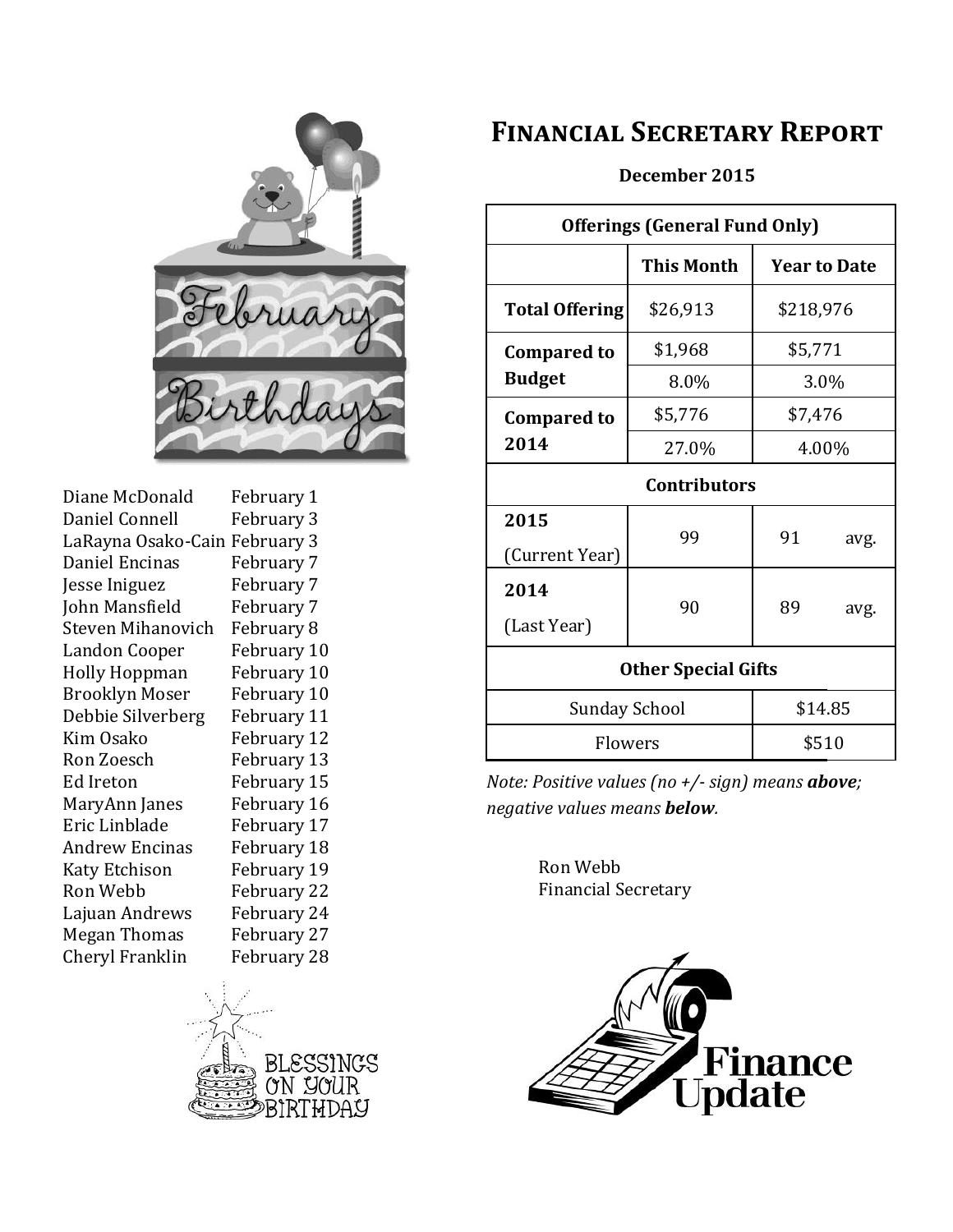February Birthdays

| | |
|---|---|
| Diane McDonald | February 1 |
| Daniel Connell | February 3 |
| LaRayna Osako-Cain | February 3 |
| Daniel Encinas | February 7 |
| Jesse Iniguez | February 7 |
| John Mansfield | February 7 |
| Steven Mihanovich | February 8 |
| Landon Cooper | February 10 |
| Holly Hoppman | February 10 |
| Brooklyn Moser | February 10 |
| Debbie Silverberg | February 11 |
| Kim Osako | February 12 |
| Ron Zoesch | February 13 |
| Ed Ireton | February 15 |
| MaryAnn Janes | February 16 |
| Eric Linblade | February 17 |
| Andrew Encinas | February 18 |
| Katy Etchison | February 19 |
| Ron Webb | February 22 |
| Lajuan Andrews | February 24 |
| Megan Thomas | February 27 |
| Cheryl Franklin | February 28 |

BLESSINGS ON YOUR BIRTHDAY

# Financial Secretary Report

**December 2015**

| **Offerings (General Fund Only)** | | |
|---|---|---|
| | **This Month** | **Year to Date** |
| **Total Offering** | $26,913 | $218,976 |
| **Compared to Budget** | $1,968 | $5,771 |
| | 8.0% | 3.0% |
| **Compared to 2014** | $5,776 | $7,476 |
| | 27.0% | 4.00% |
| **Contributors** | | |
| **2015** (Current Year) | 99 | 91 avg. |
| **2014** (Last Year) | 90 | 89 avg. |
| **Other Special Gifts** | | |
| Sunday School | | $14.85 |
| Flowers | | $510 |

*Note: Positive values (no +/- sign) means **above**; negative values means **below**.*

Ron Webb
Financial Secretary

Finance Update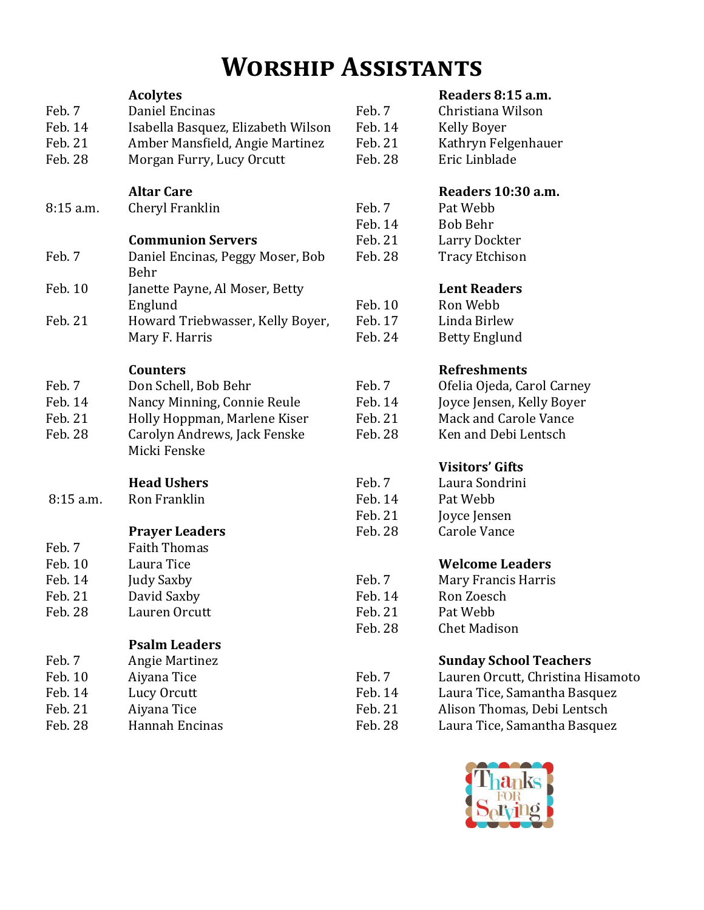# Worship Assistants

### Acolytes

| | |
|---|---|
| Feb. 7 | Daniel Encinas |
| Feb. 14 | Isabella Basquez, Elizabeth Wilson |
| Feb. 21 | Amber Mansfield, Angie Martinez |
| Feb. 28 | Morgan Furry, Lucy Orcutt |

### Altar Care

| | |
|---|---|
| 8:15 a.m. | Cheryl Franklin |

### Communion Servers

| | |
|---|---|
| Feb. 7 | Daniel Encinas, Peggy Moser, Bob Behr |
| Feb. 10 | Janette Payne, Al Moser, Betty Englund |
| Feb. 21 | Howard Triebwasser, Kelly Boyer, Mary F. Harris |

### Counters

| | |
|---|---|
| Feb. 7 | Don Schell, Bob Behr |
| Feb. 14 | Nancy Minning, Connie Reule |
| Feb. 21 | Holly Hoppman, Marlene Kiser |
| Feb. 28 | Carolyn Andrews, Jack Fenske Micki Fenske |

### Head Ushers

| | |
|---|---|
| 8:15 a.m. | Ron Franklin |

### Prayer Leaders

| | |
|---|---|
| Feb. 7 | Faith Thomas |
| Feb. 10 | Laura Tice |
| Feb. 14 | Judy Saxby |
| Feb. 21 | David Saxby |
| Feb. 28 | Lauren Orcutt |

### Psalm Leaders

| | |
|---|---|
| Feb. 7 | Angie Martinez |
| Feb. 10 | Aiyana Tice |
| Feb. 14 | Lucy Orcutt |
| Feb. 21 | Aiyana Tice |
| Feb. 28 | Hannah Encinas |

### Readers 8:15 a.m.

| | |
|---|---|
| Feb. 7 | Christiana Wilson |
| Feb. 14 | Kelly Boyer |
| Feb. 21 | Kathryn Felgenhauer |
| Feb. 28 | Eric Linblade |

### Readers 10:30 a.m.

| | |
|---|---|
| Feb. 7 | Pat Webb |
| Feb. 14 | Bob Behr |
| Feb. 21 | Larry Dockter |
| Feb. 28 | Tracy Etchison |

### Lent Readers

| | |
|---|---|
| Feb. 10 | Ron Webb |
| Feb. 17 | Linda Birlew |
| Feb. 24 | Betty Englund |

### Refreshments

| | |
|---|---|
| Feb. 7 | Ofelia Ojeda, Carol Carney |
| Feb. 14 | Joyce Jensen, Kelly Boyer |
| Feb. 21 | Mack and Carole Vance |
| Feb. 28 | Ken and Debi Lentsch |

### Visitors' Gifts

| | |
|---|---|
| Feb. 7 | Laura Sondrini |
| Feb. 14 | Pat Webb |
| Feb. 21 | Joyce Jensen |
| Feb. 28 | Carole Vance |

### Welcome Leaders

| | |
|---|---|
| Feb. 7 | Mary Francis Harris |
| Feb. 14 | Ron Zoesch |
| Feb. 21 | Pat Webb |
| Feb. 28 | Chet Madison |

### Sunday School Teachers

| | |
|---|---|
| Feb. 7 | Lauren Orcutt, Christina Hisamoto |
| Feb. 14 | Laura Tice, Samantha Basquez |
| Feb. 21 | Alison Thomas, Debi Lentsch |
| Feb. 28 | Laura Tice, Samantha Basquez |

Thanks FOR Serving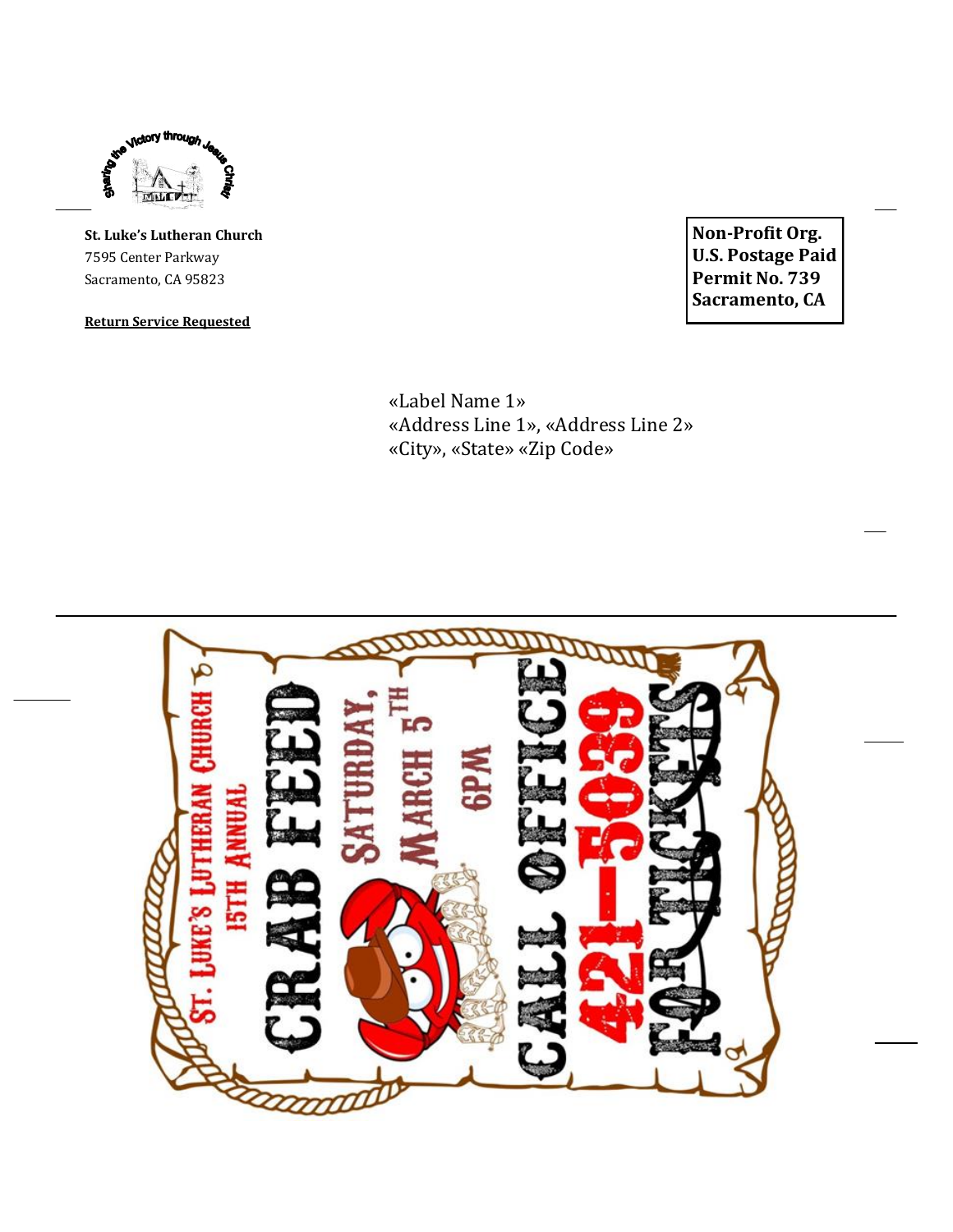**St. Luke's Lutheran Church**
7595 Center Parkway
Sacramento, CA 95823

**Return Service Requested**

**Non-Profit Org.**
**U.S. Postage Paid**
**Permit No. 739**
**Sacramento, CA**

«Label Name 1»
«Address Line 1», «Address Line 2»
«City», «State» «Zip Code»

ST. LUKE'S LUTHERAN CHURCH
15TH ANNUAL
CRAB FEED
SATURDAY, MARCH 5TH
6PM
CALL OFFICE
421-5039
FOR TICKETS